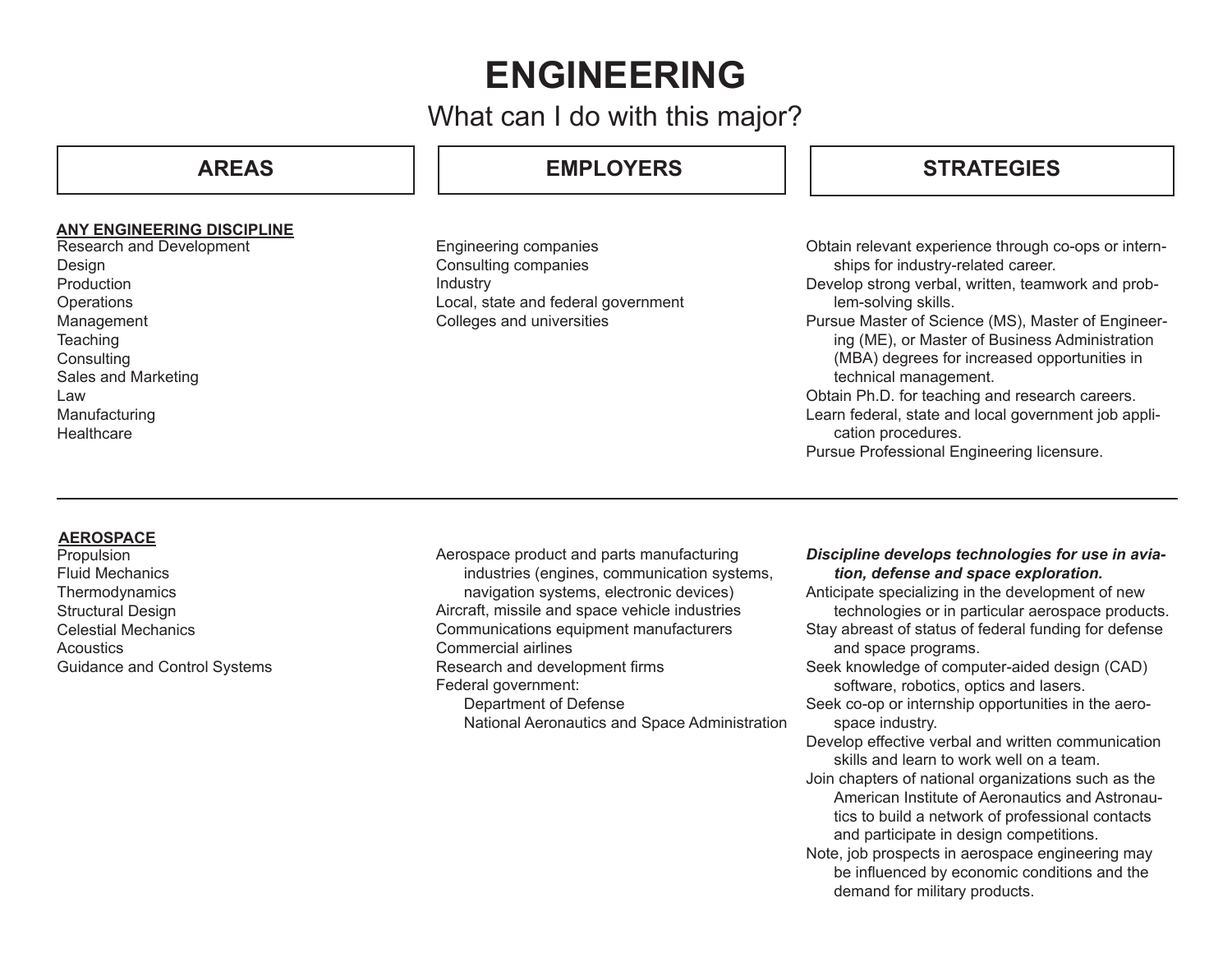# ENGINEERING

## What can I do with this major?

| AREAS | EMPLOYERS | STRATEGIES |
| --- | --- | --- |
| **ANY ENGINEERING DISCIPLINE**<br>Research and Development<br>Design<br>Production<br>Operations<br>Management<br>Teaching<br>Consulting<br>Sales and Marketing<br>Law<br>Manufacturing<br>Healthcare | Engineering companies<br>Consulting companies<br>Industry<br>Local, state and federal government<br>Colleges and universities | Obtain relevant experience through co-ops or internships for industry-related career.<br>Develop strong verbal, written, teamwork and problem-solving skills.<br>Pursue Master of Science (MS), Master of Engineering (ME), or Master of Business Administration (MBA) degrees for increased opportunities in technical management.<br>Obtain Ph.D. for teaching and research careers.<br>Learn federal, state and local government job application procedures.<br>Pursue Professional Engineering licensure. |
| **AEROSPACE**<br>Propulsion<br>Fluid Mechanics<br>Thermodynamics<br>Structural Design<br>Celestial Mechanics<br>Acoustics<br>Guidance and Control Systems | Aerospace product and parts manufacturing industries (engines, communication systems, navigation systems, electronic devices)<br>Aircraft, missile and space vehicle industries<br>Communications equipment manufacturers<br>Commercial airlines<br>Research and development firms<br>Federal government:<br>Department of Defense<br>National Aeronautics and Space Administration | ***Discipline develops technologies for use in aviation, defense and space exploration.***<br>Anticipate specializing in the development of new technologies or in particular aerospace products.<br>Stay abreast of status of federal funding for defense and space programs.<br>Seek knowledge of computer-aided design (CAD) software, robotics, optics and lasers.<br>Seek co-op or internship opportunities in the aerospace industry.<br>Develop effective verbal and written communication skills and learn to work well on a team.<br>Join chapters of national organizations such as the American Institute of Aeronautics and Astronautics to build a network of professional contacts and participate in design competitions.<br>Note, job prospects in aerospace engineering may be influenced by economic conditions and the demand for military products. |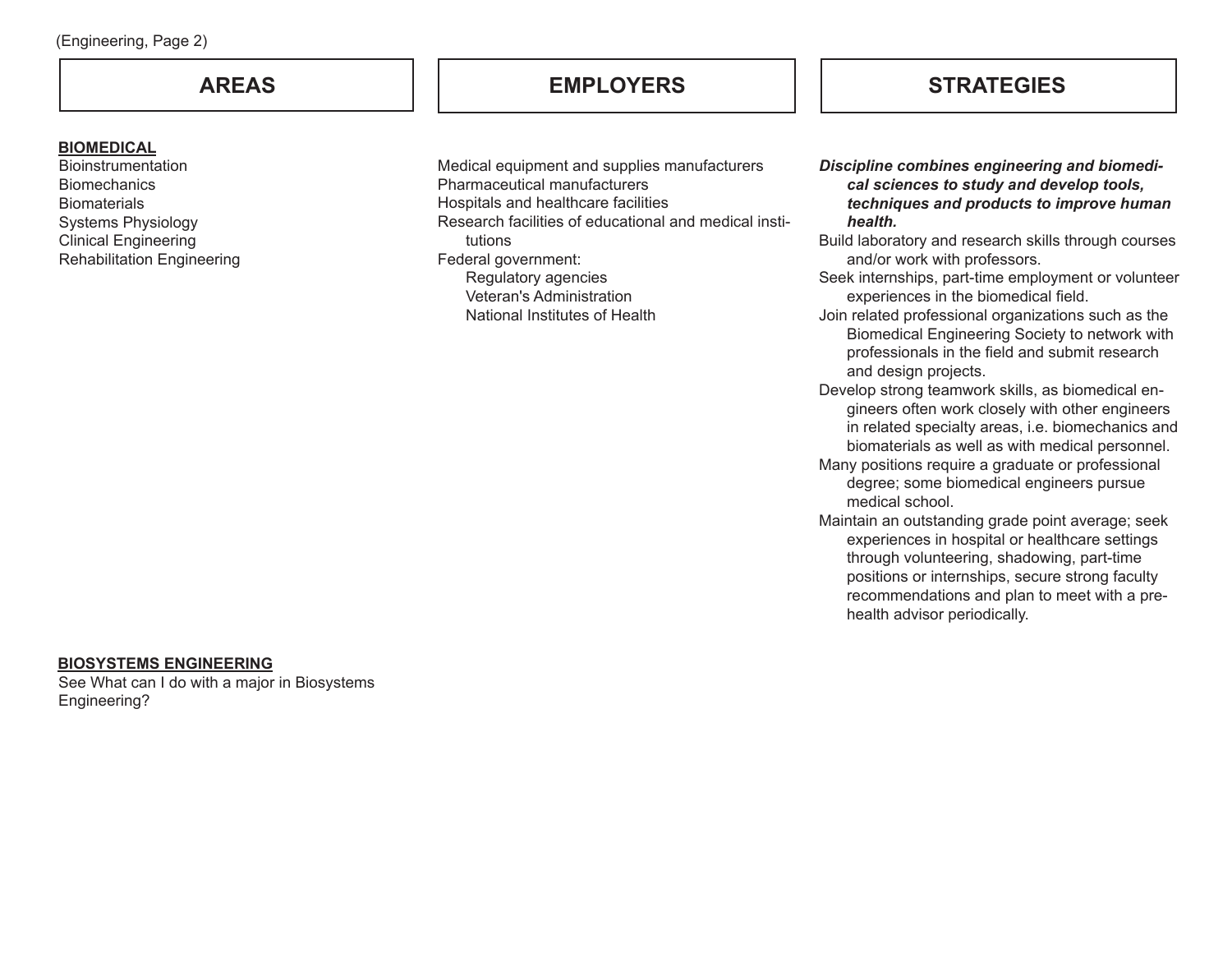| AREAS | EMPLOYERS | STRATEGIES |
| --- | --- | --- |
| **BIOMEDICAL**<br>Bioinstrumentation<br>Biomechanics<br>Biomaterials<br>Systems Physiology<br>Clinical Engineering<br>Rehabilitation Engineering | Medical equipment and supplies manufacturers<br>Pharmaceutical manufacturers<br>Hospitals and healthcare facilities<br>Research facilities of educational and medical institutions<br>Federal government:<br>Regulatory agencies<br>Veteran's Administration<br>National Institutes of Health | ***Discipline combines engineering and biomedical sciences to study and develop tools, techniques and products to improve human health.***<br>Build laboratory and research skills through courses and/or work with professors.<br>Seek internships, part-time employment or volunteer experiences in the biomedical field.<br>Join related professional organizations such as the Biomedical Engineering Society to network with professionals in the field and submit research and design projects.<br>Develop strong teamwork skills, as biomedical engineers often work closely with other engineers in related specialty areas, i.e. biomechanics and biomaterials as well as with medical personnel.<br>Many positions require a graduate or professional degree; some biomedical engineers pursue medical school.<br>Maintain an outstanding grade point average; seek experiences in hospital or healthcare settings through volunteering, shadowing, part-time positions or internships, secure strong faculty recommendations and plan to meet with a pre-health advisor periodically. |
| **BIOSYSTEMS ENGINEERING**<br>See What can I do with a major in Biosystems Engineering? | | |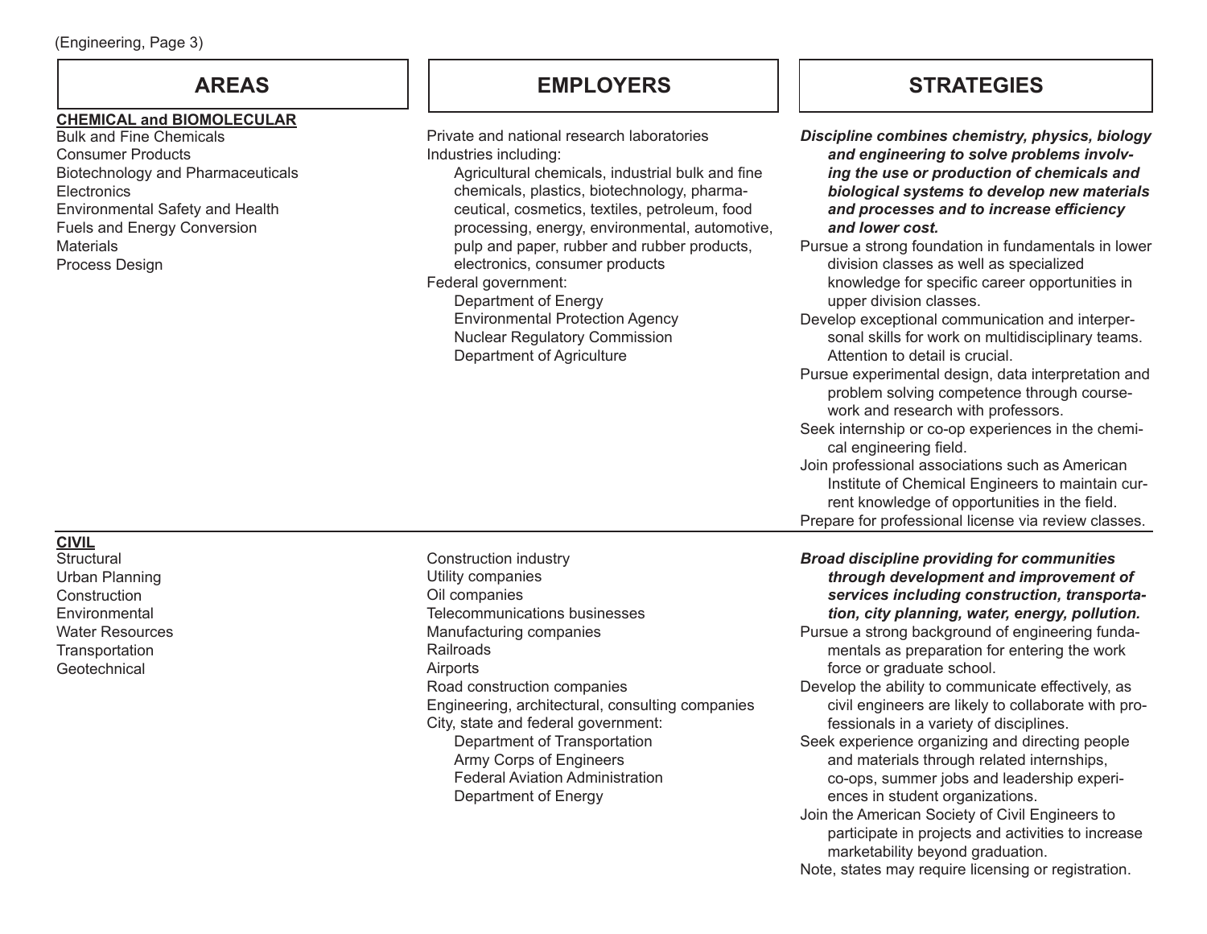| AREAS | EMPLOYERS | STRATEGIES |
|---|---|---|
| **CHEMICAL and BIOMOLECULAR**<br>Bulk and Fine Chemicals<br>Consumer Products<br>Biotechnology and Pharmaceuticals<br>Electronics<br>Environmental Safety and Health<br>Fuels and Energy Conversion<br>Materials<br>Process Design | Private and national research laboratories<br>Industries including:<br>Agricultural chemicals, industrial bulk and fine chemicals, plastics, biotechnology, pharmaceutical, cosmetics, textiles, petroleum, food processing, energy, environmental, automotive, pulp and paper, rubber and rubber products, electronics, consumer products<br>Federal government:<br>Department of Energy<br>Environmental Protection Agency<br>Nuclear Regulatory Commission<br>Department of Agriculture | ***Discipline combines chemistry, physics, biology and engineering to solve problems involving the use or production of chemicals and biological systems to develop new materials and processes and to increase efficiency and lower cost.***<br>Pursue a strong foundation in fundamentals in lower division classes as well as specialized knowledge for specific career opportunities in upper division classes.<br>Develop exceptional communication and interpersonal skills for work on multidisciplinary teams. Attention to detail is crucial.<br>Pursue experimental design, data interpretation and problem solving competence through coursework and research with professors.<br>Seek internship or co-op experiences in the chemical engineering field.<br>Join professional associations such as American Institute of Chemical Engineers to maintain current knowledge of opportunities in the field.<br>Prepare for professional license via review classes. |
| **CIVIL**<br>Structural<br>Urban Planning<br>Construction<br>Environmental<br>Water Resources<br>Transportation<br>Geotechnical | Construction industry<br>Utility companies<br>Oil companies<br>Telecommunications businesses<br>Manufacturing companies<br>Railroads<br>Airports<br>Road construction companies<br>Engineering, architectural, consulting companies<br>City, state and federal government:<br>Department of Transportation<br>Army Corps of Engineers<br>Federal Aviation Administration<br>Department of Energy | ***Broad discipline providing for communities through development and improvement of services including construction, transportation, city planning, water, energy, pollution.***<br>Pursue a strong background of engineering fundamentals as preparation for entering the work force or graduate school.<br>Develop the ability to communicate effectively, as civil engineers are likely to collaborate with professionals in a variety of disciplines.<br>Seek experience organizing and directing people and materials through related internships, co-ops, summer jobs and leadership experiences in student organizations.<br>Join the American Society of Civil Engineers to participate in projects and activities to increase marketability beyond graduation.<br>Note, states may require licensing or registration. |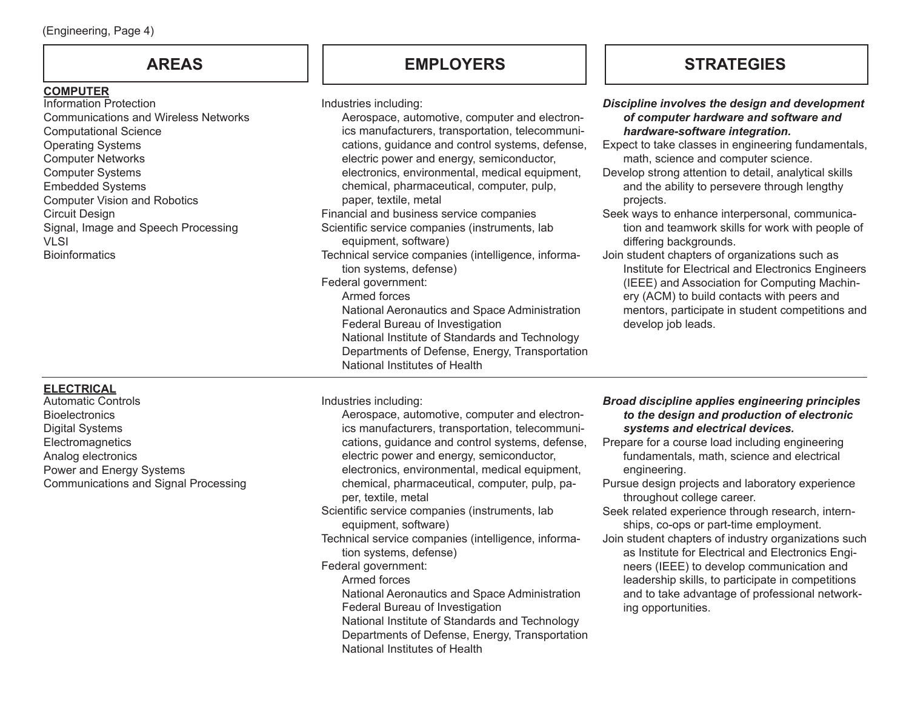| AREAS | EMPLOYERS | STRATEGIES |
| --- | --- | --- |
| **COMPUTER**<br>Information Protection<br>Communications and Wireless Networks<br>Computational Science<br>Operating Systems<br>Computer Networks<br>Computer Systems<br>Embedded Systems<br>Computer Vision and Robotics<br>Circuit Design<br>Signal, Image and Speech Processing<br>VLSI<br>Bioinformatics | Industries including:<br>Aerospace, automotive, computer and electronics manufacturers, transportation, telecommunications, guidance and control systems, defense, electric power and energy, semiconductor, electronics, environmental, medical equipment, chemical, pharmaceutical, computer, pulp, paper, textile, metal<br>Financial and business service companies<br>Scientific service companies (instruments, lab equipment, software)<br>Technical service companies (intelligence, information systems, defense)<br>Federal government:<br>Armed forces<br>National Aeronautics and Space Administration<br>Federal Bureau of Investigation<br>National Institute of Standards and Technology<br>Departments of Defense, Energy, Transportation<br>National Institutes of Health | ***Discipline involves the design and development of computer hardware and software and hardware-software integration.***<br>Expect to take classes in engineering fundamentals, math, science and computer science.<br>Develop strong attention to detail, analytical skills and the ability to persevere through lengthy projects.<br>Seek ways to enhance interpersonal, communication and teamwork skills for work with people of differing backgrounds.<br>Join student chapters of organizations such as Institute for Electrical and Electronics Engineers (IEEE) and Association for Computing Machinery (ACM) to build contacts with peers and mentors, participate in student competitions and develop job leads. |
| **ELECTRICAL**<br>Automatic Controls<br>Bioelectronics<br>Digital Systems<br>Electromagnetics<br>Analog electronics<br>Power and Energy Systems<br>Communications and Signal Processing | Industries including:<br>Aerospace, automotive, computer and electronics manufacturers, transportation, telecommunications, guidance and control systems, defense, electric power and energy, semiconductor, electronics, environmental, medical equipment, chemical, pharmaceutical, computer, pulp, paper, textile, metal<br>Scientific service companies (instruments, lab equipment, software)<br>Technical service companies (intelligence, information systems, defense)<br>Federal government:<br>Armed forces<br>National Aeronautics and Space Administration<br>Federal Bureau of Investigation<br>National Institute of Standards and Technology<br>Departments of Defense, Energy, Transportation<br>National Institutes of Health | ***Broad discipline applies engineering principles to the design and production of electronic systems and electrical devices.***<br>Prepare for a course load including engineering fundamentals, math, science and electrical engineering.<br>Pursue design projects and laboratory experience throughout college career.<br>Seek related experience through research, internships, co-ops or part-time employment.<br>Join student chapters of industry organizations such as Institute for Electrical and Electronics Engineers (IEEE) to develop communication and leadership skills, to participate in competitions and to take advantage of professional networking opportunities. |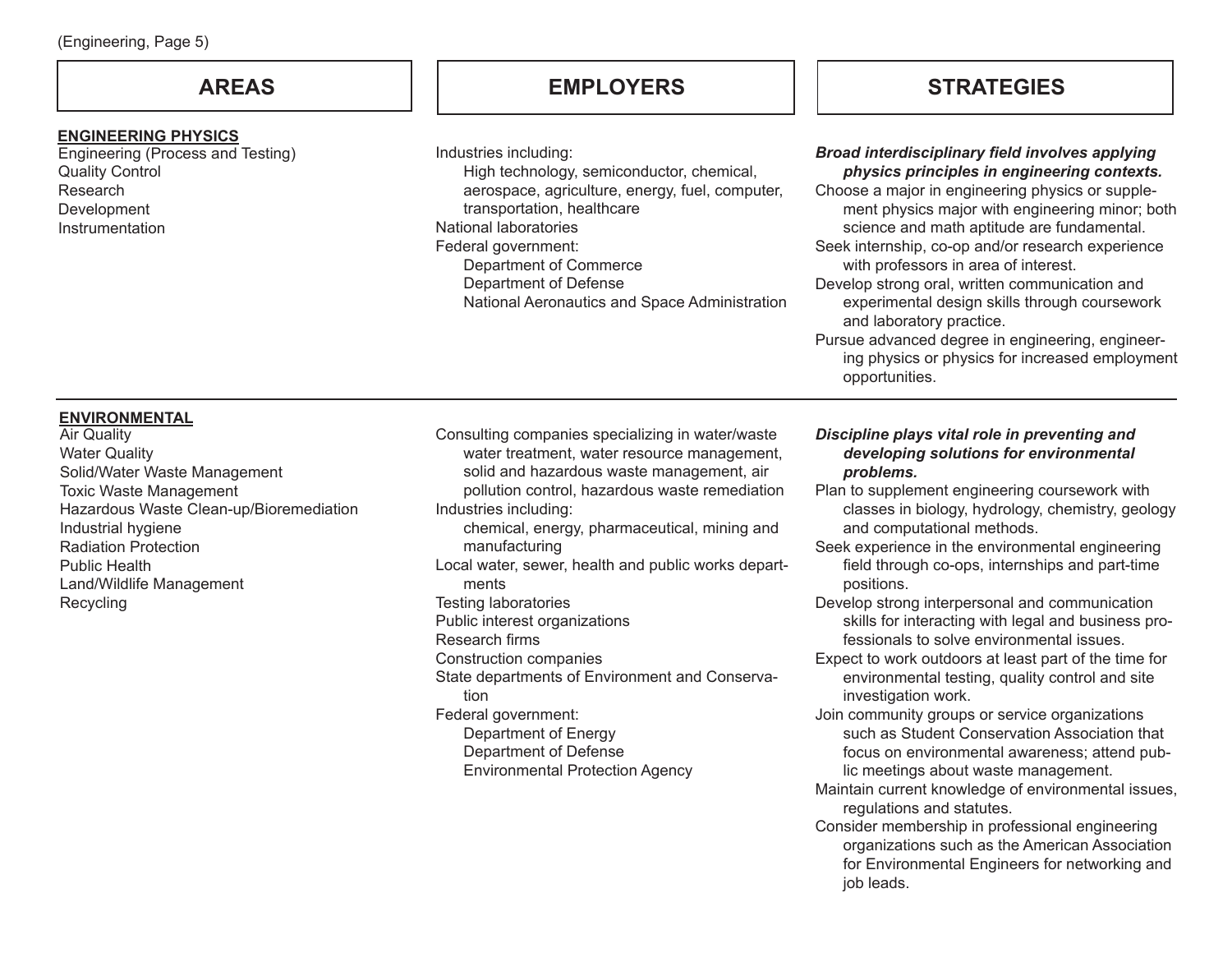| AREAS | EMPLOYERS | STRATEGIES |
|---|---|---|
| **ENGINEERING PHYSICS**<br>Engineering (Process and Testing)<br>Quality Control<br>Research<br>Development<br>Instrumentation | Industries including:<br>High technology, semiconductor, chemical, aerospace, agriculture, energy, fuel, computer, transportation, healthcare<br>National laboratories<br>Federal government:<br>Department of Commerce<br>Department of Defense<br>National Aeronautics and Space Administration | ***Broad interdisciplinary field involves applying physics principles in engineering contexts.***<br>Choose a major in engineering physics or supplement physics major with engineering minor; both science and math aptitude are fundamental.<br>Seek internship, co-op and/or research experience with professors in area of interest.<br>Develop strong oral, written communication and experimental design skills through coursework and laboratory practice.<br>Pursue advanced degree in engineering, engineering physics or physics for increased employment opportunities. |
| **ENVIRONMENTAL**<br>Air Quality<br>Water Quality<br>Solid/Water Waste Management<br>Toxic Waste Management<br>Hazardous Waste Clean-up/Bioremediation<br>Industrial hygiene<br>Radiation Protection<br>Public Health<br>Land/Wildlife Management<br>Recycling | Consulting companies specializing in water/waste water treatment, water resource management, solid and hazardous waste management, air pollution control, hazardous waste remediation<br>Industries including:<br>chemical, energy, pharmaceutical, mining and manufacturing<br>Local water, sewer, health and public works departments<br>Testing laboratories<br>Public interest organizations<br>Research firms<br>Construction companies<br>State departments of Environment and Conservation<br>Federal government:<br>Department of Energy<br>Department of Defense<br>Environmental Protection Agency | ***Discipline plays vital role in preventing and developing solutions for environmental problems.***<br>Plan to supplement engineering coursework with classes in biology, hydrology, chemistry, geology and computational methods.<br>Seek experience in the environmental engineering field through co-ops, internships and part-time positions.<br>Develop strong interpersonal and communication skills for interacting with legal and business professionals to solve environmental issues.<br>Expect to work outdoors at least part of the time for environmental testing, quality control and site investigation work.<br>Join community groups or service organizations such as Student Conservation Association that focus on environmental awareness; attend public meetings about waste management.<br>Maintain current knowledge of environmental issues, regulations and statutes.<br>Consider membership in professional engineering organizations such as the American Association for Environmental Engineers for networking and job leads. |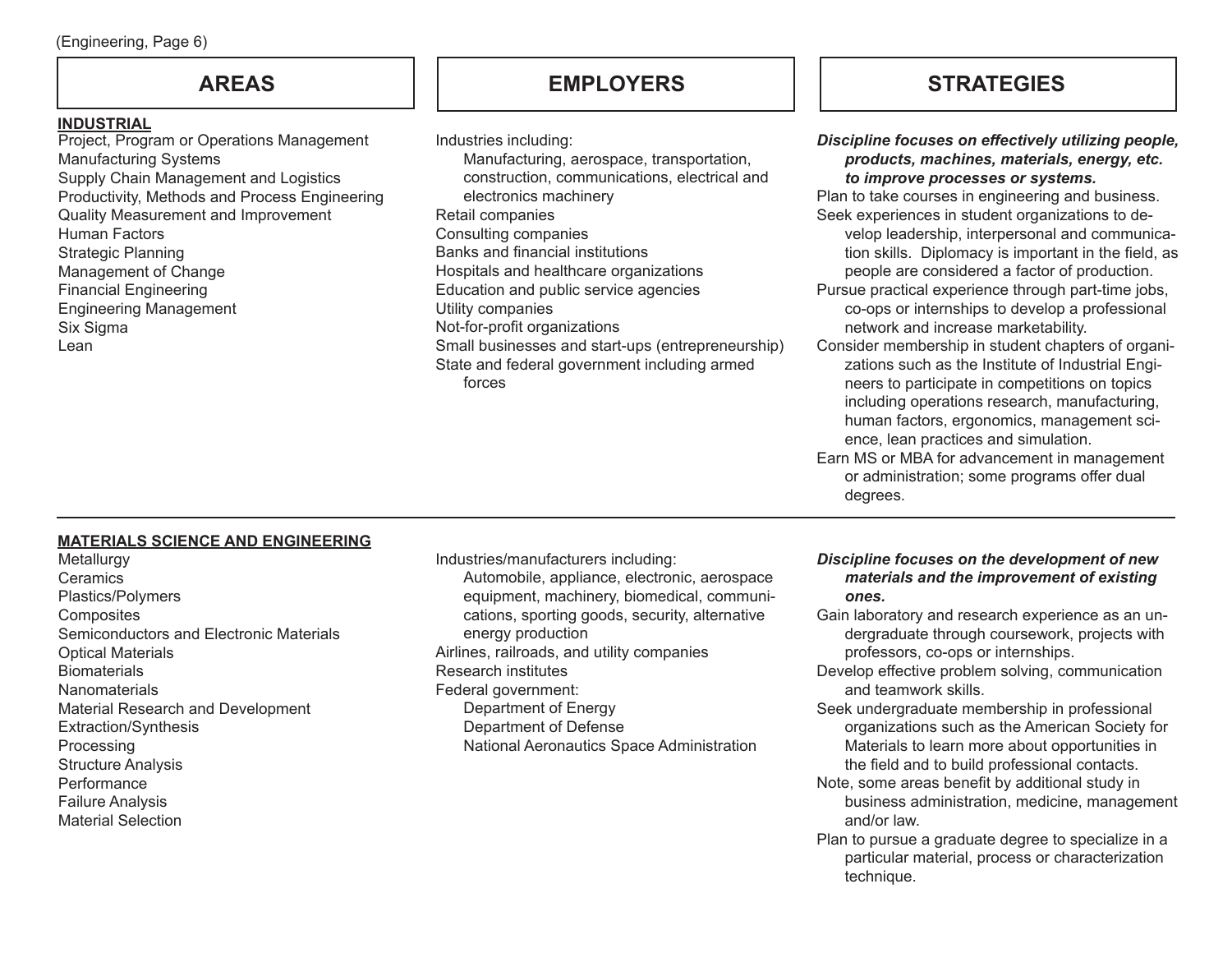(Engineering, Page 6)

| AREAS | EMPLOYERS | STRATEGIES |
|---|---|---|
| **INDUSTRIAL**<br>Project, Program or Operations Management<br>Manufacturing Systems<br>Supply Chain Management and Logistics<br>Productivity, Methods and Process Engineering<br>Quality Measurement and Improvement<br>Human Factors<br>Strategic Planning<br>Management of Change<br>Financial Engineering<br>Engineering Management<br>Six Sigma<br>Lean | Industries including:<br>Manufacturing, aerospace, transportation, construction, communications, electrical and electronics machinery<br>Retail companies<br>Consulting companies<br>Banks and financial institutions<br>Hospitals and healthcare organizations<br>Education and public service agencies<br>Utility companies<br>Not-for-profit organizations<br>Small businesses and start-ups (entrepreneurship)<br>State and federal government including armed forces | ***Discipline focuses on effectively utilizing people, products, machines, materials, energy, etc. to improve processes or systems.***<br>Plan to take courses in engineering and business.<br>Seek experiences in student organizations to develop leadership, interpersonal and communication skills. Diplomacy is important in the field, as people are considered a factor of production.<br>Pursue practical experience through part-time jobs, co-ops or internships to develop a professional network and increase marketability.<br>Consider membership in student chapters of organizations such as the Institute of Industrial Engineers to participate in competitions on topics including operations research, manufacturing, human factors, ergonomics, management science, lean practices and simulation.<br>Earn MS or MBA for advancement in management or administration; some programs offer dual degrees. |
| **MATERIALS SCIENCE AND ENGINEERING**<br>Metallurgy<br>Ceramics<br>Plastics/Polymers<br>Composites<br>Semiconductors and Electronic Materials<br>Optical Materials<br>Biomaterials<br>Nanomaterials<br>Material Research and Development<br>Extraction/Synthesis<br>Processing<br>Structure Analysis<br>Performance<br>Failure Analysis<br>Material Selection | Industries/manufacturers including:<br>Automobile, appliance, electronic, aerospace equipment, machinery, biomedical, communications, sporting goods, security, alternative energy production<br>Airlines, railroads, and utility companies<br>Research institutes<br>Federal government:<br>Department of Energy<br>Department of Defense<br>National Aeronautics Space Administration | ***Discipline focuses on the development of new materials and the improvement of existing ones.***<br>Gain laboratory and research experience as an undergraduate through coursework, projects with professors, co-ops or internships.<br>Develop effective problem solving, communication and teamwork skills.<br>Seek undergraduate membership in professional organizations such as the American Society for Materials to learn more about opportunities in the field and to build professional contacts.<br>Note, some areas benefit by additional study in business administration, medicine, management and/or law.<br>Plan to pursue a graduate degree to specialize in a particular material, process or characterization technique. |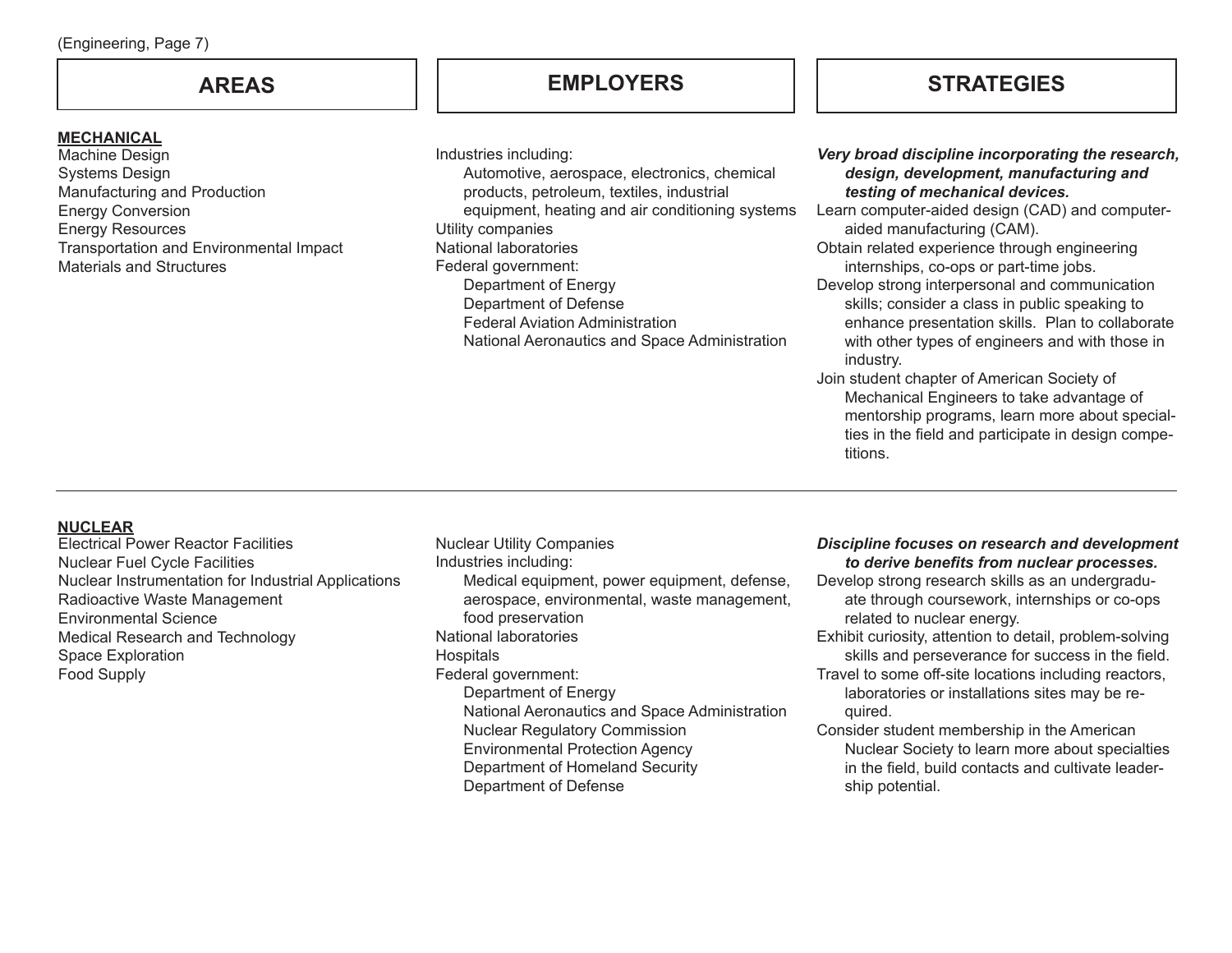| AREAS | EMPLOYERS | STRATEGIES |
|---|---|---|
| **MECHANICAL**<br>Machine Design<br>Systems Design<br>Manufacturing and Production<br>Energy Conversion<br>Energy Resources<br>Transportation and Environmental Impact<br>Materials and Structures | Industries including:<br>Automotive, aerospace, electronics, chemical products, petroleum, textiles, industrial equipment, heating and air conditioning systems<br>Utility companies<br>National laboratories<br>Federal government:<br>Department of Energy<br>Department of Defense<br>Federal Aviation Administration<br>National Aeronautics and Space Administration | ***Very broad discipline incorporating the research, design, development, manufacturing and testing of mechanical devices.***<br>Learn computer-aided design (CAD) and computer-aided manufacturing (CAM).<br>Obtain related experience through engineering internships, co-ops or part-time jobs.<br>Develop strong interpersonal and communication skills; consider a class in public speaking to enhance presentation skills. Plan to collaborate with other types of engineers and with those in industry.<br>Join student chapter of American Society of Mechanical Engineers to take advantage of mentorship programs, learn more about specialties in the field and participate in design competitions. |
| **NUCLEAR**<br>Electrical Power Reactor Facilities<br>Nuclear Fuel Cycle Facilities<br>Nuclear Instrumentation for Industrial Applications<br>Radioactive Waste Management<br>Environmental Science<br>Medical Research and Technology<br>Space Exploration<br>Food Supply | Nuclear Utility Companies<br>Industries including:<br>Medical equipment, power equipment, defense, aerospace, environmental, waste management, food preservation<br>National laboratories<br>Hospitals<br>Federal government:<br>Department of Energy<br>National Aeronautics and Space Administration<br>Nuclear Regulatory Commission<br>Environmental Protection Agency<br>Department of Homeland Security<br>Department of Defense | ***Discipline focuses on research and development to derive benefits from nuclear processes.***<br>Develop strong research skills as an undergraduate through coursework, internships or co-ops related to nuclear energy.<br>Exhibit curiosity, attention to detail, problem-solving skills and perseverance for success in the field.<br>Travel to some off-site locations including reactors, laboratories or installations sites may be required.<br>Consider student membership in the American Nuclear Society to learn more about specialties in the field, build contacts and cultivate leadership potential. |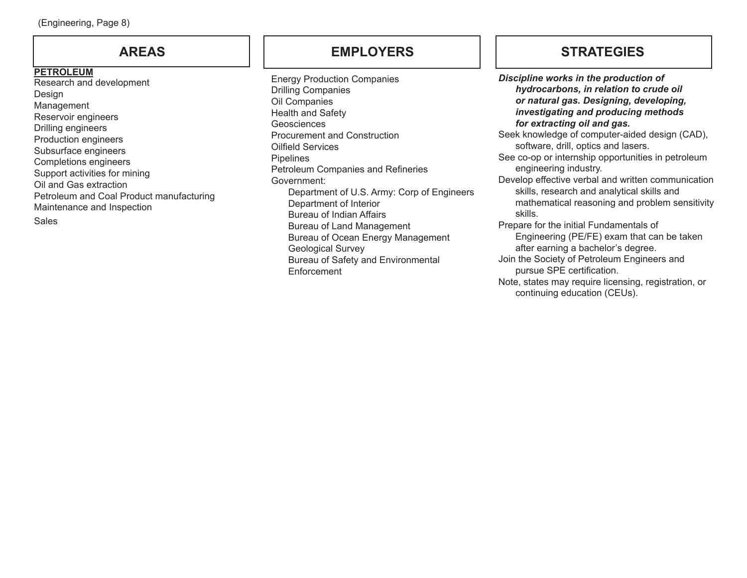## AREAS

**PETROLEUM**

Research and development
Design
Management
Reservoir engineers
Drilling engineers
Production engineers
Subsurface engineers
Completions engineers
Support activities for mining
Oil and Gas extraction
Petroleum and Coal Product manufacturing
Maintenance and Inspection
Sales

## EMPLOYERS

Energy Production Companies
Drilling Companies
Oil Companies
Health and Safety
Geosciences
Procurement and Construction
Oilfield Services
Pipelines
Petroleum Companies and Refineries
Government:
- Department of U.S. Army: Corp of Engineers
- Department of Interior
- Bureau of Indian Affairs
- Bureau of Land Management
- Bureau of Ocean Energy Management
- Geological Survey
- Bureau of Safety and Environmental Enforcement

## STRATEGIES

***Discipline works in the production of hydrocarbons, in relation to crude oil or natural gas. Designing, developing, investigating and producing methods for extracting oil and gas.***

Seek knowledge of computer-aided design (CAD), software, drill, optics and lasers.

See co-op or internship opportunities in petroleum engineering industry.

Develop effective verbal and written communication skills, research and analytical skills and mathematical reasoning and problem sensitivity skills.

Prepare for the initial Fundamentals of Engineering (PE/FE) exam that can be taken after earning a bachelor's degree.

Join the Society of Petroleum Engineers and pursue SPE certification.

Note, states may require licensing, registration, or continuing education (CEUs).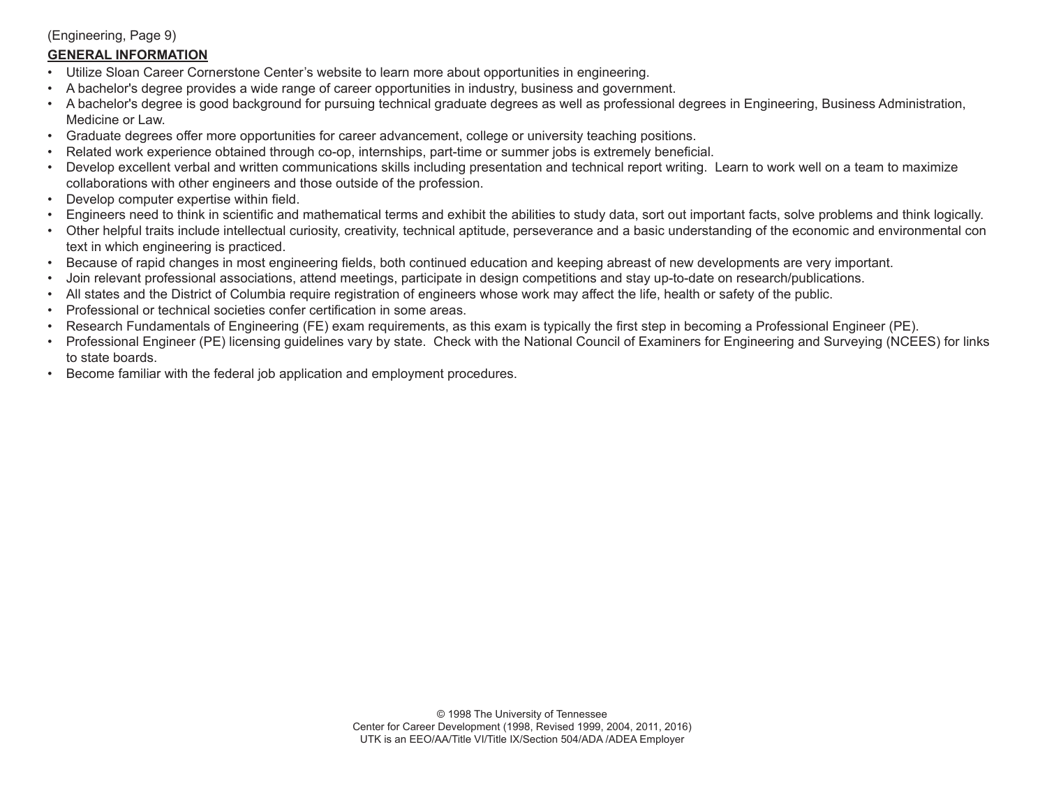## GENERAL INFORMATION

- Utilize Sloan Career Cornerstone Center's website to learn more about opportunities in engineering.
- A bachelor's degree provides a wide range of career opportunities in industry, business and government.
- A bachelor's degree is good background for pursuing technical graduate degrees as well as professional degrees in Engineering, Business Administration, Medicine or Law.
- Graduate degrees offer more opportunities for career advancement, college or university teaching positions.
- Related work experience obtained through co-op, internships, part-time or summer jobs is extremely beneficial.
- Develop excellent verbal and written communications skills including presentation and technical report writing. Learn to work well on a team to maximize collaborations with other engineers and those outside of the profession.
- Develop computer expertise within field.
- Engineers need to think in scientific and mathematical terms and exhibit the abilities to study data, sort out important facts, solve problems and think logically.
- Other helpful traits include intellectual curiosity, creativity, technical aptitude, perseverance and a basic understanding of the economic and environmental con text in which engineering is practiced.
- Because of rapid changes in most engineering fields, both continued education and keeping abreast of new developments are very important.
- Join relevant professional associations, attend meetings, participate in design competitions and stay up-to-date on research/publications.
- All states and the District of Columbia require registration of engineers whose work may affect the life, health or safety of the public.
- Professional or technical societies confer certification in some areas.
- Research Fundamentals of Engineering (FE) exam requirements, as this exam is typically the first step in becoming a Professional Engineer (PE).
- Professional Engineer (PE) licensing guidelines vary by state. Check with the National Council of Examiners for Engineering and Surveying (NCEES) for links to state boards.
- Become familiar with the federal job application and employment procedures.

© 1998 The University of Tennessee
Center for Career Development (1998, Revised 1999, 2004, 2011, 2016)
UTK is an EEO/AA/Title VI/Title IX/Section 504/ADA /ADEA Employer